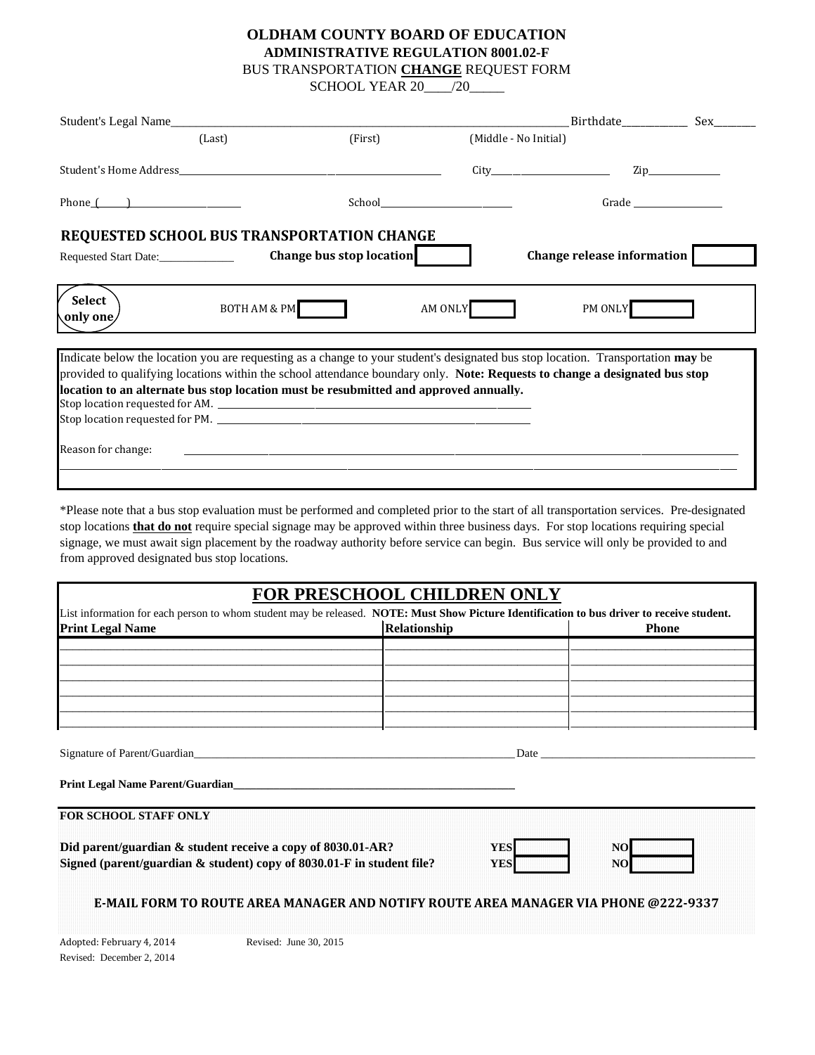# OLDHAM COUNTY BOARD OF EDUCATION

## ADMINISTRATIVE REGULATION 8001.02-F

BUS TRANSPORTATION **CHANGE** REQUEST FORM

SCHOOL YEAR 20____/20_____

Student's Legal Name________________________________________ Birthdate___________ Sex_______

(Last) (First) (Middle - No Initial)

Student's Home Address______________________________ City______________ Zip____________

Phone (____)______________ School____________________ Grade ______________

### REQUESTED SCHOOL BUS TRANSPORTATION CHANGE

Requested Start Date:______________ **Change bus stop location** [ ] **Change release information** [ ]

**Select only one** BOTH AM & PM [ ] AM ONLY [ ] PM ONLY [ ]

Indicate below the location you are requesting as a change to your student's designated bus stop location. Transportation **may** be provided to qualifying locations within the school attendance boundary only. **Note: Requests to change a designated bus stop location to an alternate bus stop location must be resubmitted and approved annually.**

Stop location requested for AM. ________________________________________

Stop location requested for PM. ________________________________________

Reason for change: ________________________________________________________________

________________________________________________________________________________

*Please note that a bus stop evaluation must be performed and completed prior to the start of all transportation services. Pre-designated stop locations **that do not** require special signage may be approved within three business days. For stop locations requiring special signage, we must await sign placement by the roadway authority before service can begin. Bus service will only be provided to and from approved designated bus stop locations.

## FOR PRESCHOOL CHILDREN ONLY

List information for each person to whom student may be released. **NOTE: Must Show Picture Identification to bus driver to receive student.**

| Print Legal Name | Relationship | Phone |
|---|---|---|
| | | |
| | | |
| | | |
| | | |
| | | |
| | | |

Signature of Parent/Guardian______________________________________ Date ______________________

**Print Legal Name Parent/Guardian**______________________________________

**FOR SCHOOL STAFF ONLY**

**Did parent/guardian & student receive a copy of 8030.01-AR?** **YES** [ ] **NO** [ ]

**Signed (parent/guardian & student) copy of 8030.01-F in student file?** **YES** [ ] **NO** [ ]

**E-MAIL FORM TO ROUTE AREA MANAGER AND NOTIFY ROUTE AREA MANAGER VIA PHONE @222-9337**

Adopted: February 4, 2014 Revised: June 30, 2015

Revised: December 2, 2014